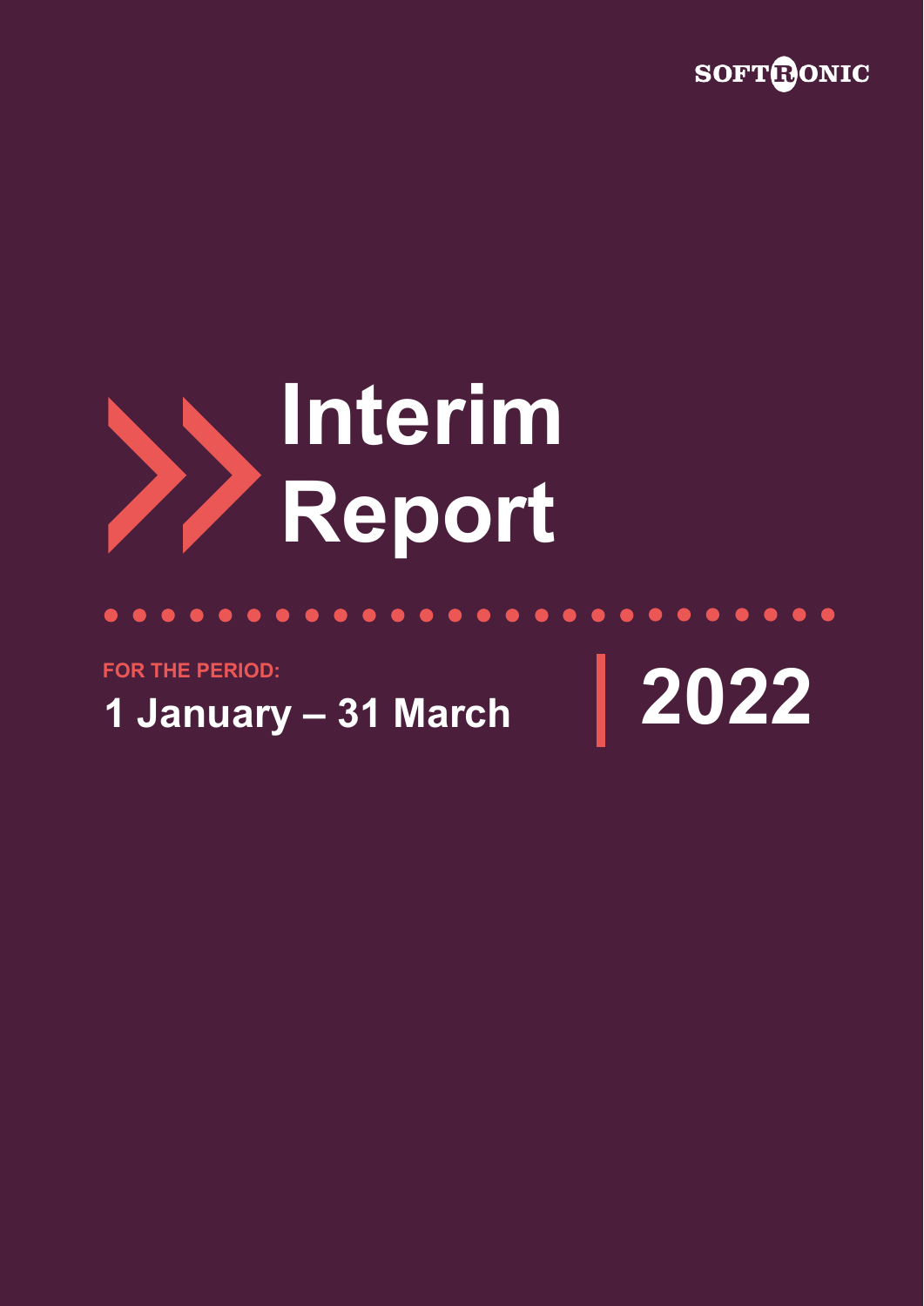SOFTRONIC

# Interim Report

**FOR THE PERIOD:**

**1 January – 31 March**

**2022**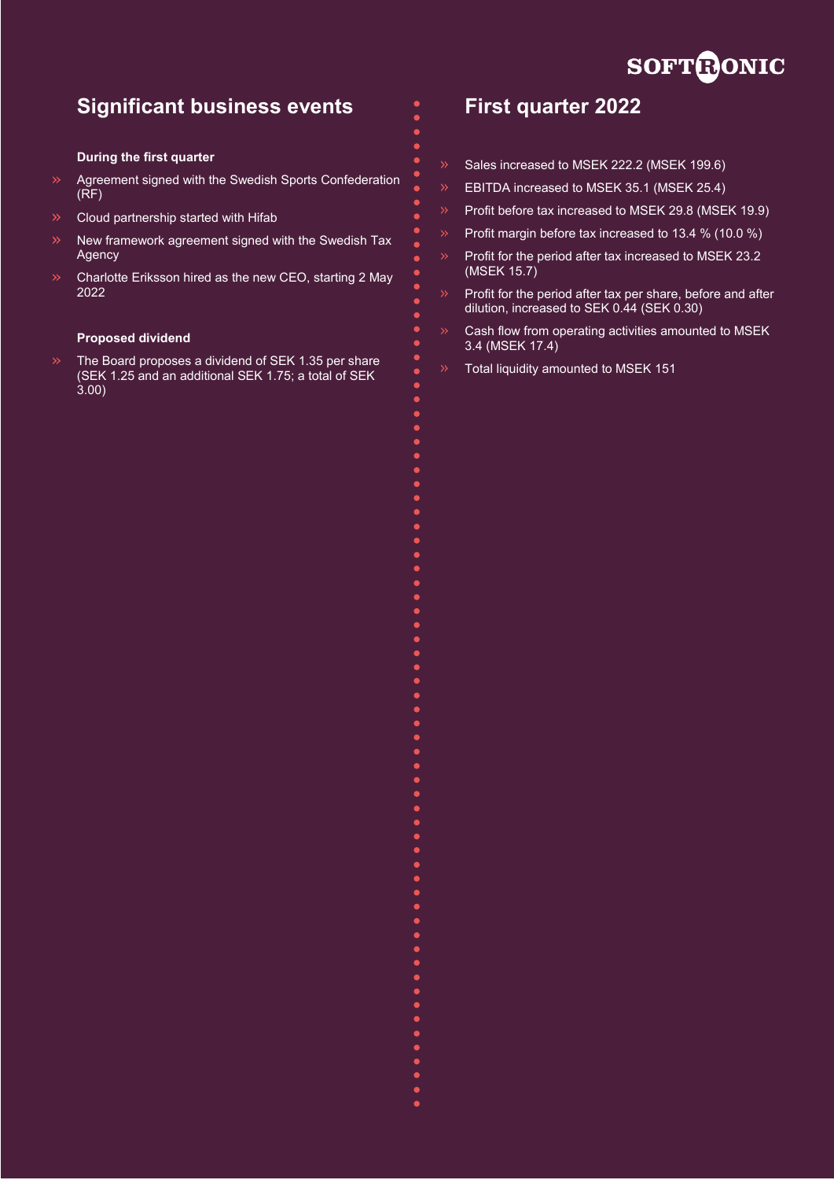## Significant business events

**During the first quarter**

- Agreement signed with the Swedish Sports Confederation (RF)
- Cloud partnership started with Hifab
- New framework agreement signed with the Swedish Tax Agency
- Charlotte Eriksson hired as the new CEO, starting 2 May 2022

**Proposed dividend**

- The Board proposes a dividend of SEK 1.35 per share (SEK 1.25 and an additional SEK 1.75; a total of SEK 3.00)

## First quarter 2022

- Sales increased to MSEK 222.2 (MSEK 199.6)
- EBITDA increased to MSEK 35.1 (MSEK 25.4)
- Profit before tax increased to MSEK 29.8 (MSEK 19.9)
- Profit margin before tax increased to 13.4 % (10.0 %)
- Profit for the period after tax increased to MSEK 23.2 (MSEK 15.7)
- Profit for the period after tax per share, before and after dilution, increased to SEK 0.44 (SEK 0.30)
- Cash flow from operating activities amounted to MSEK 3.4 (MSEK 17.4)
- Total liquidity amounted to MSEK 151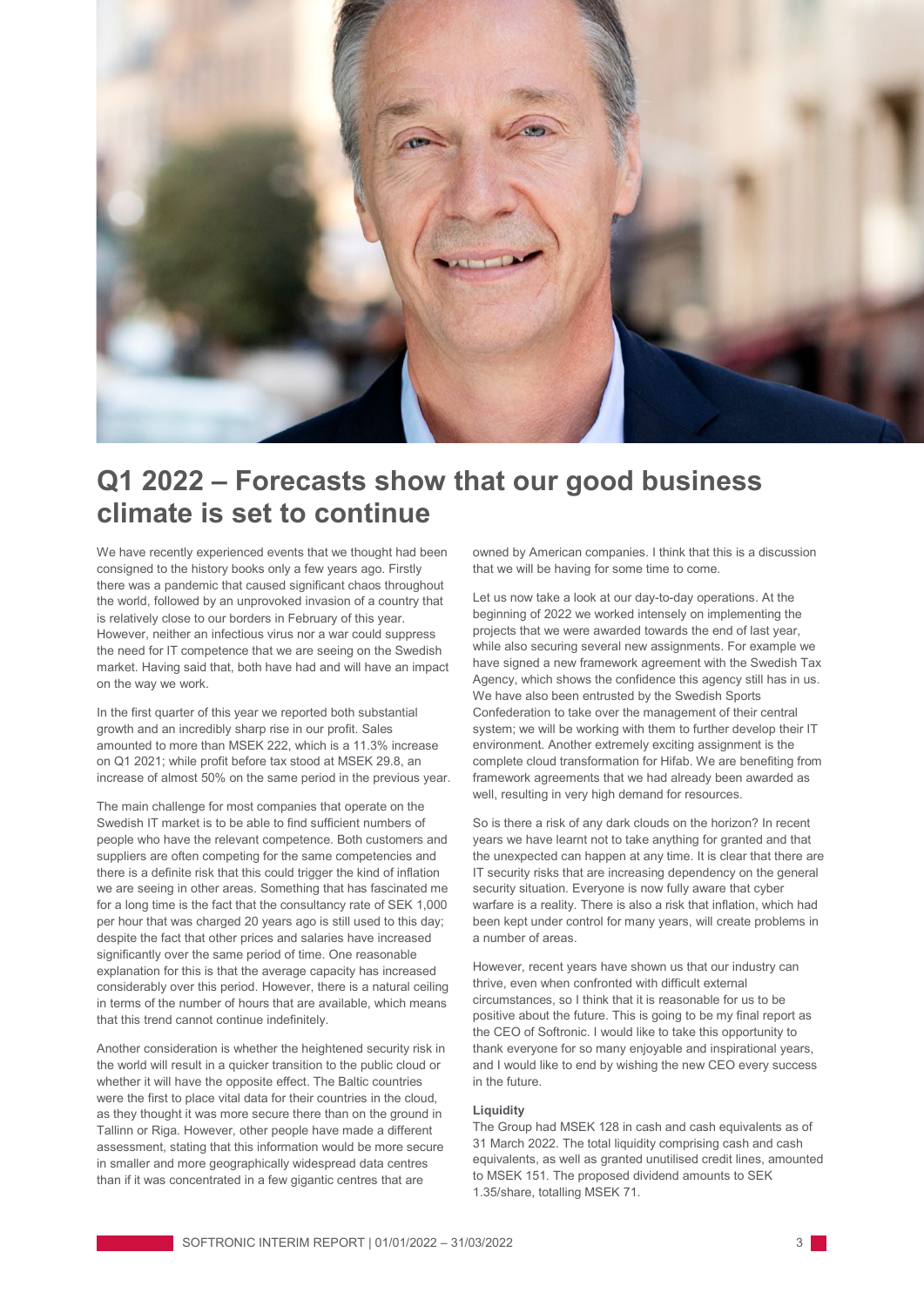# Q1 2022 – Forecasts show that our good business climate is set to continue

We have recently experienced events that we thought had been consigned to the history books only a few years ago. Firstly there was a pandemic that caused significant chaos throughout the world, followed by an unprovoked invasion of a country that is relatively close to our borders in February of this year. However, neither an infectious virus nor a war could suppress the need for IT competence that we are seeing on the Swedish market. Having said that, both have had and will have an impact on the way we work.

In the first quarter of this year we reported both substantial growth and an incredibly sharp rise in our profit. Sales amounted to more than MSEK 222, which is a 11.3% increase on Q1 2021; while profit before tax stood at MSEK 29.8, an increase of almost 50% on the same period in the previous year.

The main challenge for most companies that operate on the Swedish IT market is to be able to find sufficient numbers of people who have the relevant competence. Both customers and suppliers are often competing for the same competencies and there is a definite risk that this could trigger the kind of inflation we are seeing in other areas. Something that has fascinated me for a long time is the fact that the consultancy rate of SEK 1,000 per hour that was charged 20 years ago is still used to this day; despite the fact that other prices and salaries have increased significantly over the same period of time. One reasonable explanation for this is that the average capacity has increased considerably over this period. However, there is a natural ceiling in terms of the number of hours that are available, which means that this trend cannot continue indefinitely.

Another consideration is whether the heightened security risk in the world will result in a quicker transition to the public cloud or whether it will have the opposite effect. The Baltic countries were the first to place vital data for their countries in the cloud, as they thought it was more secure there than on the ground in Tallinn or Riga. However, other people have made a different assessment, stating that this information would be more secure in smaller and more geographically widespread data centres than if it was concentrated in a few gigantic centres that are owned by American companies. I think that this is a discussion that we will be having for some time to come.

Let us now take a look at our day-to-day operations. At the beginning of 2022 we worked intensely on implementing the projects that we were awarded towards the end of last year, while also securing several new assignments. For example we have signed a new framework agreement with the Swedish Tax Agency, which shows the confidence this agency still has in us. We have also been entrusted by the Swedish Sports Confederation to take over the management of their central system; we will be working with them to further develop their IT environment. Another extremely exciting assignment is the complete cloud transformation for Hifab. We are benefiting from framework agreements that we had already been awarded as well, resulting in very high demand for resources.

So is there a risk of any dark clouds on the horizon? In recent years we have learnt not to take anything for granted and that the unexpected can happen at any time. It is clear that there are IT security risks that are increasing dependency on the general security situation. Everyone is now fully aware that cyber warfare is a reality. There is also a risk that inflation, which had been kept under control for many years, will create problems in a number of areas.

However, recent years have shown us that our industry can thrive, even when confronted with difficult external circumstances, so I think that it is reasonable for us to be positive about the future. This is going to be my final report as the CEO of Softronic. I would like to take this opportunity to thank everyone for so many enjoyable and inspirational years, and I would like to end by wishing the new CEO every success in the future.

**Liquidity**

The Group had MSEK 128 in cash and cash equivalents as of 31 March 2022. The total liquidity comprising cash and cash equivalents, as well as granted unutilised credit lines, amounted to MSEK 151. The proposed dividend amounts to SEK 1.35/share, totalling MSEK 71.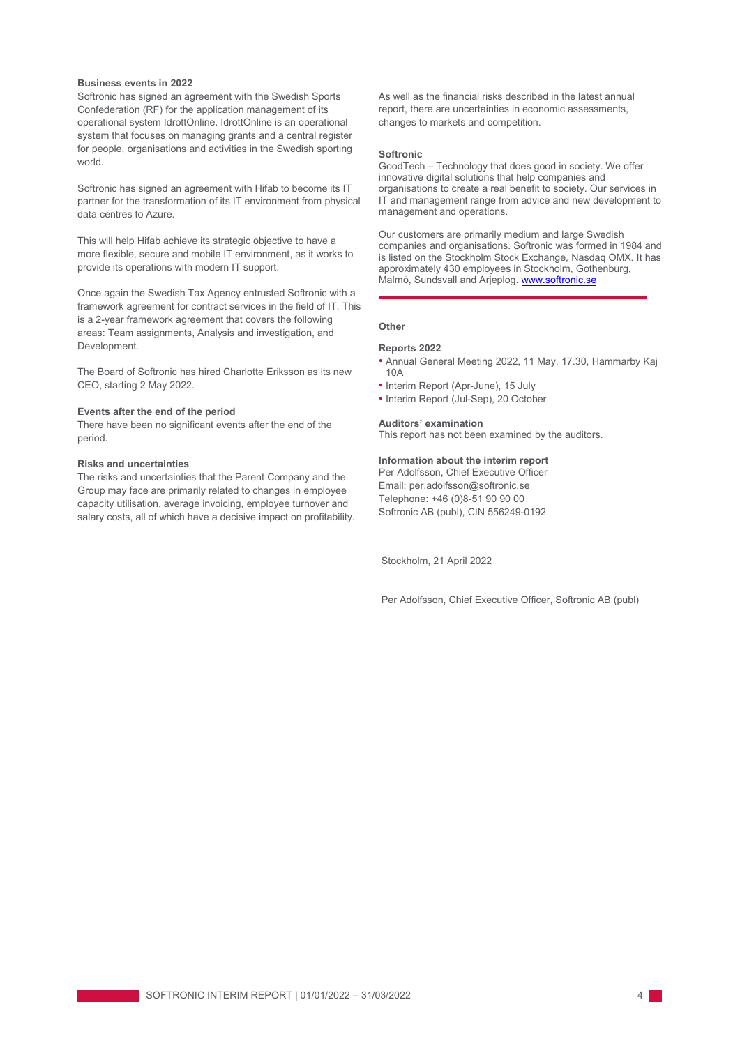### Business events in 2022

Softronic has signed an agreement with the Swedish Sports Confederation (RF) for the application management of its operational system IdrottOnline. IdrottOnline is an operational system that focuses on managing grants and a central register for people, organisations and activities in the Swedish sporting world.

Softronic has signed an agreement with Hifab to become its IT partner for the transformation of its IT environment from physical data centres to Azure.

This will help Hifab achieve its strategic objective to have a more flexible, secure and mobile IT environment, as it works to provide its operations with modern IT support.

Once again the Swedish Tax Agency entrusted Softronic with a framework agreement for contract services in the field of IT. This is a 2-year framework agreement that covers the following areas: Team assignments, Analysis and investigation, and Development.

The Board of Softronic has hired Charlotte Eriksson as its new CEO, starting 2 May 2022.

### Events after the end of the period

There have been no significant events after the end of the period.

### Risks and uncertainties

The risks and uncertainties that the Parent Company and the Group may face are primarily related to changes in employee capacity utilisation, average invoicing, employee turnover and salary costs, all of which have a decisive impact on profitability.

As well as the financial risks described in the latest annual report, there are uncertainties in economic assessments, changes to markets and competition.

### Softronic

GoodTech – Technology that does good in society. We offer innovative digital solutions that help companies and organisations to create a real benefit to society. Our services in IT and management range from advice and new development to management and operations.

Our customers are primarily medium and large Swedish companies and organisations. Softronic was formed in 1984 and is listed on the Stockholm Stock Exchange, Nasdaq OMX. It has approximately 430 employees in Stockholm, Gothenburg, Malmö, Sundsvall and Arjeplog. www.softronic.se

## Other

### Reports 2022

- Annual General Meeting 2022, 11 May, 17.30, Hammarby Kaj 10A
- Interim Report (Apr-June), 15 July
- Interim Report (Jul-Sep), 20 October

### Auditors' examination

This report has not been examined by the auditors.

### Information about the interim report

Per Adolfsson, Chief Executive Officer
Email: per.adolfsson@softronic.se
Telephone: +46 (0)8-51 90 90 00
Softronic AB (publ), CIN 556249-0192

Stockholm, 21 April 2022

Per Adolfsson, Chief Executive Officer, Softronic AB (publ)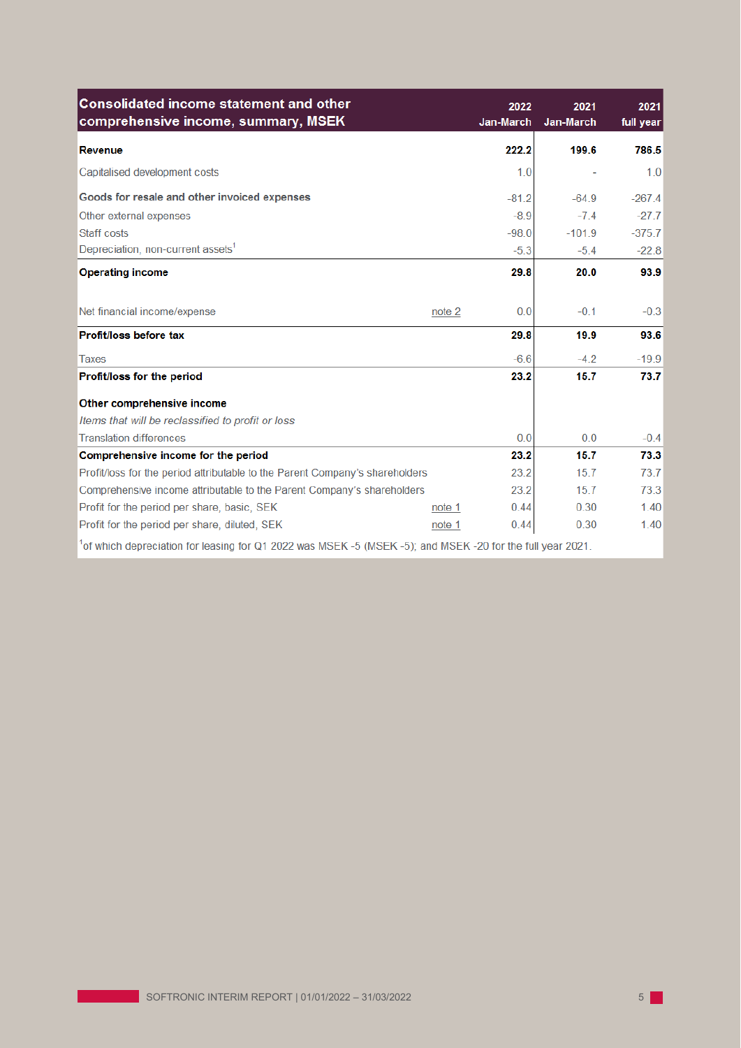| Consolidated income statement and other comprehensive income, summary, MSEK | | 2022 Jan-March | 2021 Jan-March | 2021 full year |
|---|---|---|---|---|
| **Revenue** | | **222.2** | **199.6** | **786.5** |
| Capitalised development costs | | 1.0 | - | 1.0 |
| **Goods for resale and other invoiced expenses** | | -81.2 | -64.9 | -267.4 |
| Other external expenses | | -8.9 | -7.4 | -27.7 |
| Staff costs | | -98.0 | -101.9 | -375.7 |
| Depreciation, non-current assets[1] | | -5.3 | -5.4 | -22.8 |
| **Operating income** | | **29.8** | **20.0** | **93.9** |
| Net financial income/expense | note 2 | 0.0 | -0.1 | -0.3 |
| **Profit/loss before tax** | | **29.8** | **19.9** | **93.6** |
| Taxes | | -6.6 | -4.2 | -19.9 |
| **Profit/loss for the period** | | **23.2** | **15.7** | **73.7** |
| **Other comprehensive income** | | | | |
| *Items that will be reclassified to profit or loss* | | | | |
| Translation differences | | 0.0 | 0.0 | -0.4 |
| **Comprehensive income for the period** | | **23.2** | **15.7** | **73.3** |
| Profit/loss for the period attributable to the Parent Company's shareholders | | 23.2 | 15.7 | 73.7 |
| Comprehensive income attributable to the Parent Company's shareholders | | 23.2 | 15.7 | 73.3 |
| Profit for the period per share, basic, SEK | note 1 | 0.44 | 0.30 | 1.40 |
| Profit for the period per share, diluted, SEK | note 1 | 0.44 | 0.30 | 1.40 |

[1]of which depreciation for leasing for Q1 2022 was MSEK -5 (MSEK -5); and MSEK -20 for the full year 2021.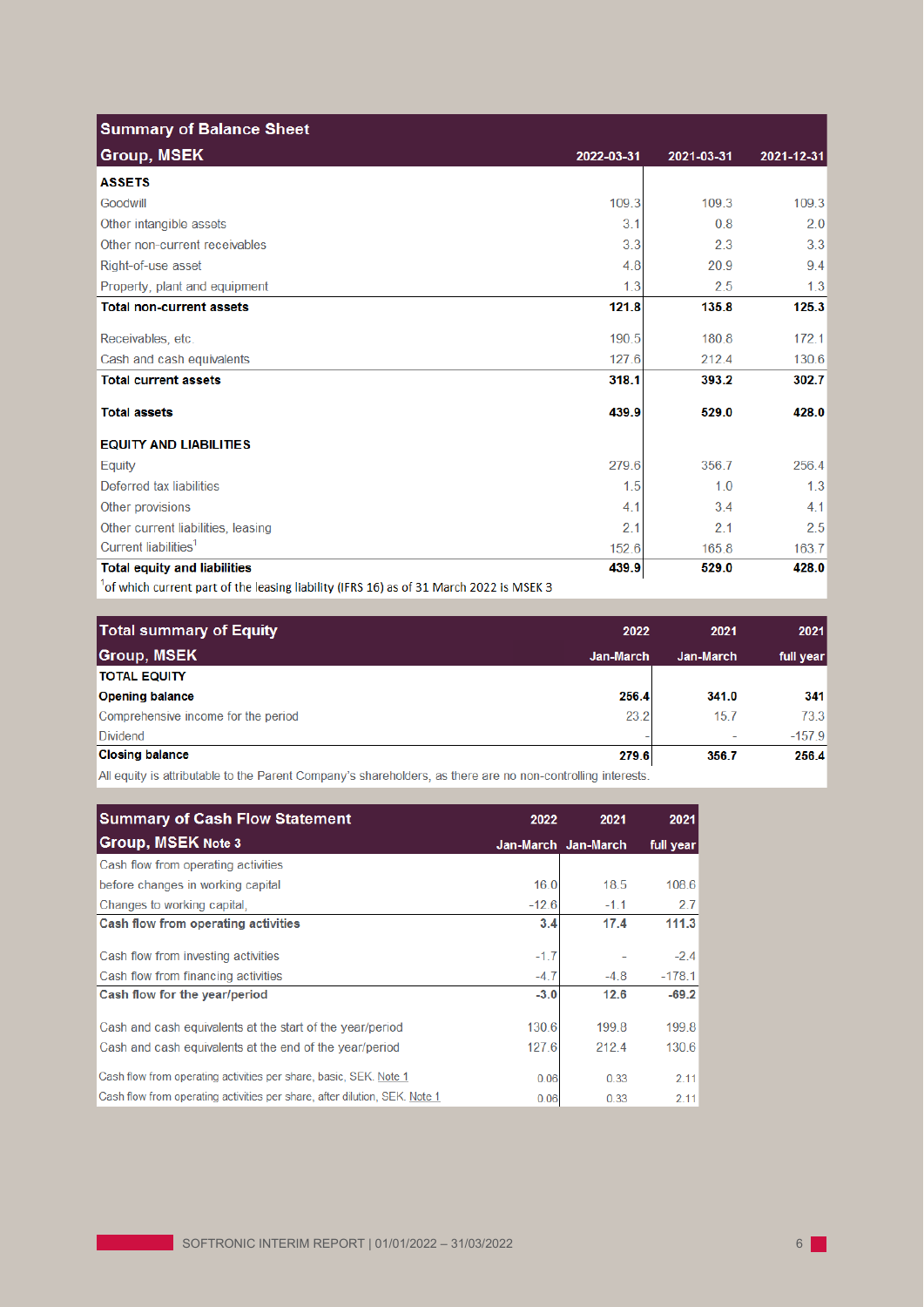## Summary of Balance Sheet

| Group, MSEK | 2022-03-31 | 2021-03-31 | 2021-12-31 |
|---|---|---|---|
| **ASSETS** | | | |
| Goodwill | 109.3 | 109.3 | 109.3 |
| Other intangible assets | 3.1 | 0.8 | 2.0 |
| Other non-current receivables | 3.3 | 2.3 | 3.3 |
| Right-of-use asset | 4.8 | 20.9 | 9.4 |
| Property, plant and equipment | 1.3 | 2.5 | 1.3 |
| **Total non-current assets** | **121.8** | **135.8** | **125.3** |
| Receivables, etc. | 190.5 | 180.8 | 172.1 |
| Cash and cash equivalents | 127.6 | 212.4 | 130.6 |
| **Total current assets** | **318.1** | **393.2** | **302.7** |
| **Total assets** | **439.9** | **529.0** | **428.0** |
| **EQUITY AND LIABILITIES** | | | |
| Equity | 279.6 | 356.7 | 256.4 |
| Deferred tax liabilities | 1.5 | 1.0 | 1.3 |
| Other provisions | 4.1 | 3.4 | 4.1 |
| Other current liabilities, leasing | 2.1 | 2.1 | 2.5 |
| Current liabilities[1] | 152.6 | 165.8 | 163.7 |
| **Total equity and liabilities** | **439.9** | **529.0** | **428.0** |

[1] of which current part of the leasing liability (IFRS 16) as of 31 March 2022 is MSEK 3

## Total summary of Equity

| Group, MSEK | 2022 Jan-March | 2021 Jan-March | 2021 full year |
|---|---|---|---|
| **TOTAL EQUITY** | | | |
| **Opening balance** | **256.4** | **341.0** | **341** |
| Comprehensive income for the period | 23.2 | 15.7 | 73.3 |
| Dividend | - | - | -157.9 |
| **Closing balance** | **279.6** | **356.7** | **256.4** |

All equity is attributable to the Parent Company's shareholders, as there are no non-controlling interests.

## Summary of Cash Flow Statement

| Group, MSEK Note 3 | 2022 Jan-March | 2021 Jan-March | 2021 full year |
|---|---|---|---|
| Cash flow from operating activities before changes in working capital | 16.0 | 18.5 | 108.6 |
| Changes to working capital, | -12.6 | -1.1 | 2.7 |
| **Cash flow from operating activities** | **3.4** | **17.4** | **111.3** |
| Cash flow from investing activities | -1.7 | - | -2.4 |
| Cash flow from financing activities | -4.7 | -4.8 | -178.1 |
| **Cash flow for the year/period** | **-3.0** | **12.6** | **-69.2** |
| Cash and cash equivalents at the start of the year/period | 130.6 | 199.8 | 199.8 |
| Cash and cash equivalents at the end of the year/period | 127.6 | 212.4 | 130.6 |
| Cash flow from operating activities per share, basic, SEK. Note 1 | 0.06 | 0.33 | 2.11 |
| Cash flow from operating activities per share, after dilution, SEK. Note 1 | 0.06 | 0.33 | 2.11 |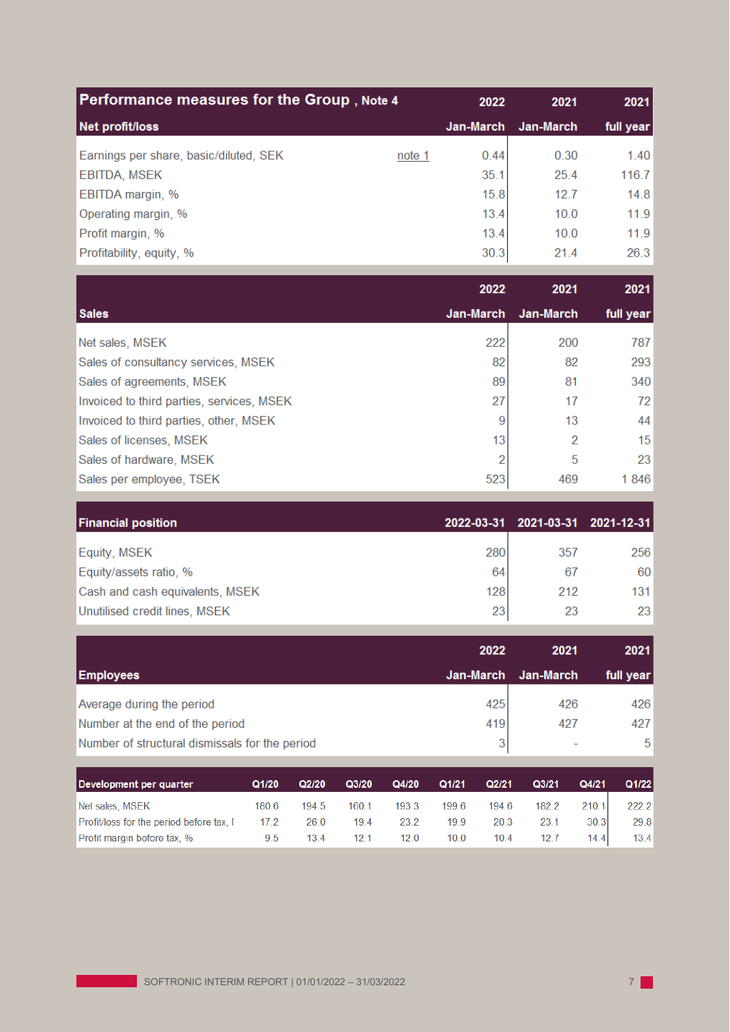## Performance measures for the Group , Note 4

| Net profit/loss | | 2022 Jan-March | 2021 Jan-March | 2021 full year |
|---|---|---|---|---|
| Earnings per share, basic/diluted, SEK | note 1 | 0.44 | 0.30 | 1.40 |
| EBITDA, MSEK | | 35.1 | 25.4 | 116.7 |
| EBITDA margin, % | | 15.8 | 12.7 | 14.8 |
| Operating margin, % | | 13.4 | 10.0 | 11.9 |
| Profit margin, % | | 13.4 | 10.0 | 11.9 |
| Profitability, equity, % | | 30.3 | 21.4 | 26.3 |

| Sales | 2022 Jan-March | 2021 Jan-March | 2021 full year |
|---|---|---|---|
| Net sales, MSEK | 222 | 200 | 787 |
| Sales of consultancy services, MSEK | 82 | 82 | 293 |
| Sales of agreements, MSEK | 89 | 81 | 340 |
| Invoiced to third parties, services, MSEK | 27 | 17 | 72 |
| Invoiced to third parties, other, MSEK | 9 | 13 | 44 |
| Sales of licenses, MSEK | 13 | 2 | 15 |
| Sales of hardware, MSEK | 2 | 5 | 23 |
| Sales per employee, TSEK | 523 | 469 | 1 846 |

| Financial position | 2022-03-31 | 2021-03-31 | 2021-12-31 |
|---|---|---|---|
| Equity, MSEK | 280 | 357 | 256 |
| Equity/assets ratio, % | 64 | 67 | 60 |
| Cash and cash equivalents, MSEK | 128 | 212 | 131 |
| Unutilised credit lines, MSEK | 23 | 23 | 23 |

| Employees | 2022 Jan-March | 2021 Jan-March | 2021 full year |
|---|---|---|---|
| Average during the period | 425 | 426 | 426 |
| Number at the end of the period | 419 | 427 | 427 |
| Number of structural dismissals for the period | 3 | - | 5 |

| Development per quarter | Q1/20 | Q2/20 | Q3/20 | Q4/20 | Q1/21 | Q2/21 | Q3/21 | Q4/21 | Q1/22 |
|---|---|---|---|---|---|---|---|---|---|
| Net sales, MSEK | 180.6 | 194.5 | 160.1 | 193.3 | 199.6 | 194.6 | 182.2 | 210.1 | 222.2 |
| Profit/loss for the period before tax, I | 17.2 | 26.0 | 19.4 | 23.2 | 19.9 | 20.3 | 23.1 | 30.3 | 29.8 |
| Profit margin before tax, % | 9.5 | 13.4 | 12.1 | 12.0 | 10.0 | 10.4 | 12.7 | 14.4 | 13.4 |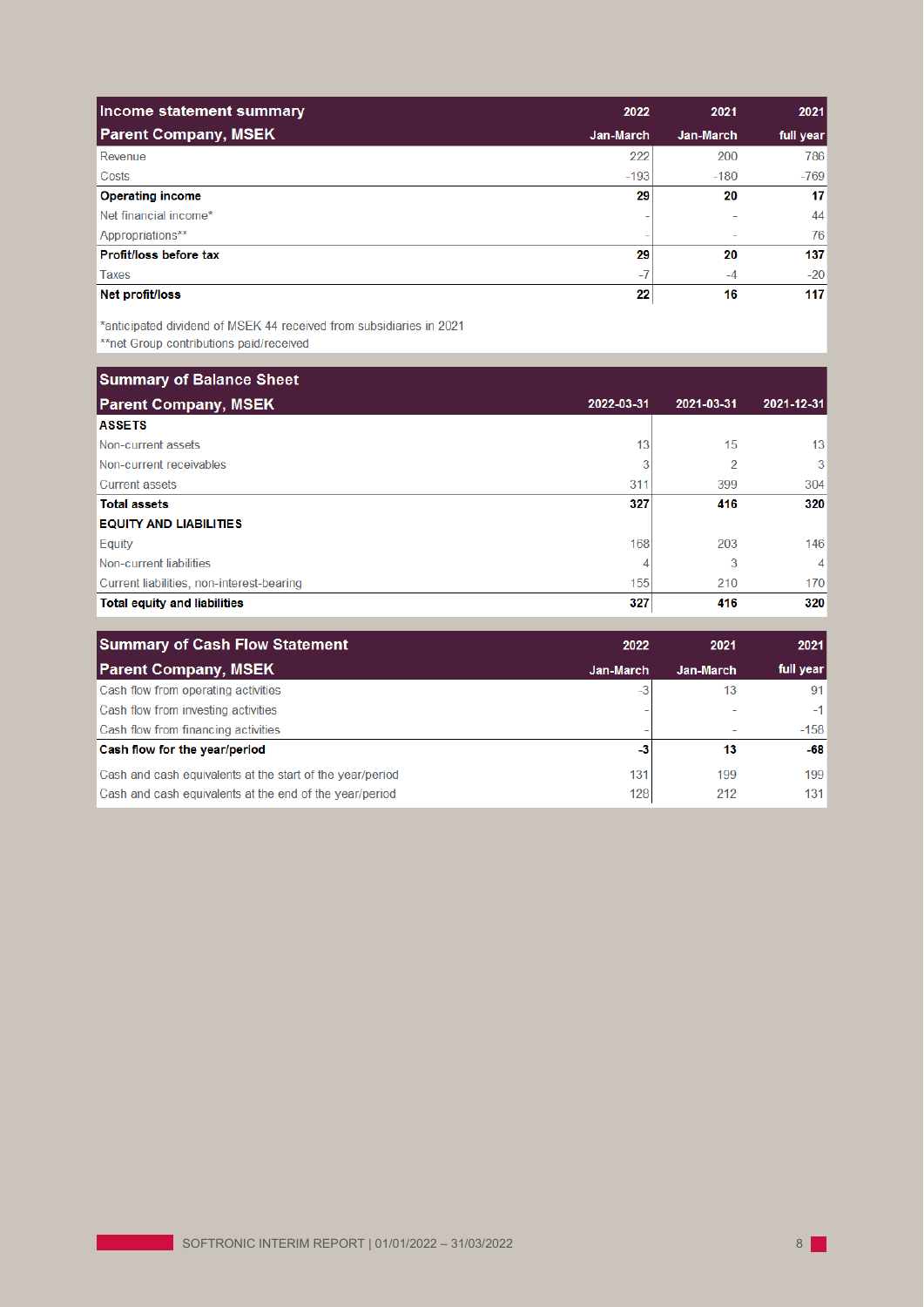## Income statement summary

| Parent Company, MSEK | 2022 Jan-March | 2021 Jan-March | 2021 full year |
|---|---|---|---|
| Revenue | 222 | 200 | 786 |
| Costs | -193 | -180 | -769 |
| **Operating income** | **29** | **20** | **17** |
| Net financial income* | - | - | 44 |
| Appropriations** | - | - | 76 |
| **Profit/loss before tax** | **29** | **20** | **137** |
| Taxes | -7 | -4 | -20 |
| **Net profit/loss** | **22** | **16** | **117** |

*anticipated dividend of MSEK 44 received from subsidiaries in 2021
**net Group contributions paid/received

## Summary of Balance Sheet

| Parent Company, MSEK | 2022-03-31 | 2021-03-31 | 2021-12-31 |
|---|---|---|---|
| **ASSETS** | | | |
| Non-current assets | 13 | 15 | 13 |
| Non-current receivables | 3 | 2 | 3 |
| Current assets | 311 | 399 | 304 |
| **Total assets** | **327** | **416** | **320** |
| **EQUITY AND LIABILITIES** | | | |
| Equity | 168 | 203 | 146 |
| Non-current liabilities | 4 | 3 | 4 |
| Current liabilities, non-interest-bearing | 155 | 210 | 170 |
| **Total equity and liabilities** | **327** | **416** | **320** |

## Summary of Cash Flow Statement

| Parent Company, MSEK | 2022 Jan-March | 2021 Jan-March | 2021 full year |
|---|---|---|---|
| Cash flow from operating activities | -3 | 13 | 91 |
| Cash flow from investing activities | - | - | -1 |
| Cash flow from financing activities | - | - | -158 |
| **Cash flow for the year/period** | **-3** | **13** | **-68** |
| Cash and cash equivalents at the start of the year/period | 131 | 199 | 199 |
| Cash and cash equivalents at the end of the year/period | 128 | 212 | 131 |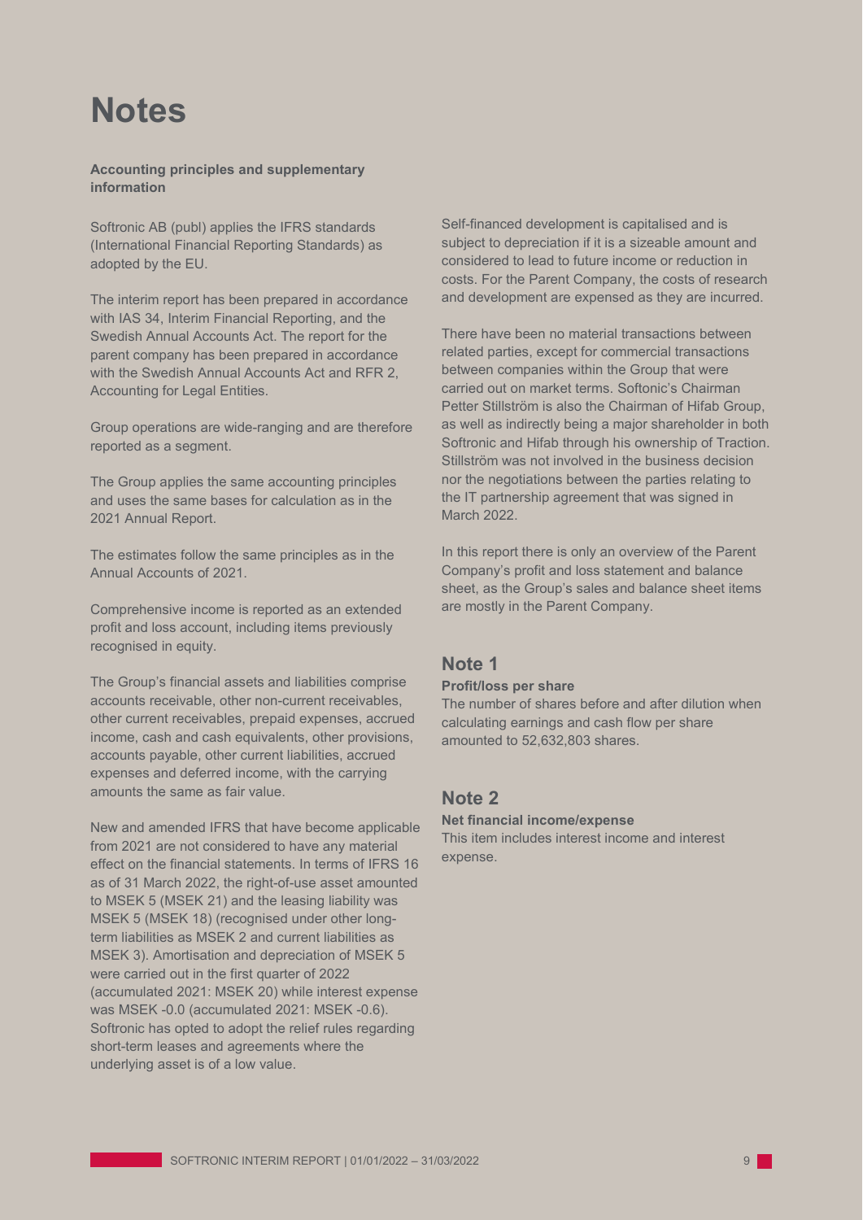# Notes

**Accounting principles and supplementary information**

Softronic AB (publ) applies the IFRS standards (International Financial Reporting Standards) as adopted by the EU.

The interim report has been prepared in accordance with IAS 34, Interim Financial Reporting, and the Swedish Annual Accounts Act. The report for the parent company has been prepared in accordance with the Swedish Annual Accounts Act and RFR 2, Accounting for Legal Entities.

Group operations are wide-ranging and are therefore reported as a segment.

The Group applies the same accounting principles and uses the same bases for calculation as in the 2021 Annual Report.

The estimates follow the same principles as in the Annual Accounts of 2021.

Comprehensive income is reported as an extended profit and loss account, including items previously recognised in equity.

The Group's financial assets and liabilities comprise accounts receivable, other non-current receivables, other current receivables, prepaid expenses, accrued income, cash and cash equivalents, other provisions, accounts payable, other current liabilities, accrued expenses and deferred income, with the carrying amounts the same as fair value.

New and amended IFRS that have become applicable from 2021 are not considered to have any material effect on the financial statements. In terms of IFRS 16 as of 31 March 2022, the right-of-use asset amounted to MSEK 5 (MSEK 21) and the leasing liability was MSEK 5 (MSEK 18) (recognised under other long-term liabilities as MSEK 2 and current liabilities as MSEK 3). Amortisation and depreciation of MSEK 5 were carried out in the first quarter of 2022 (accumulated 2021: MSEK 20) while interest expense was MSEK -0.0 (accumulated 2021: MSEK -0.6). Softronic has opted to adopt the relief rules regarding short-term leases and agreements where the underlying asset is of a low value.

Self-financed development is capitalised and is subject to depreciation if it is a sizeable amount and considered to lead to future income or reduction in costs. For the Parent Company, the costs of research and development are expensed as they are incurred.

There have been no material transactions between related parties, except for commercial transactions between companies within the Group that were carried out on market terms. Softonic's Chairman Petter Stillström is also the Chairman of Hifab Group, as well as indirectly being a major shareholder in both Softronic and Hifab through his ownership of Traction. Stillström was not involved in the business decision nor the negotiations between the parties relating to the IT partnership agreement that was signed in March 2022.

In this report there is only an overview of the Parent Company's profit and loss statement and balance sheet, as the Group's sales and balance sheet items are mostly in the Parent Company.

## Note 1

**Profit/loss per share**

The number of shares before and after dilution when calculating earnings and cash flow per share amounted to 52,632,803 shares.

## Note 2

**Net financial income/expense**

This item includes interest income and interest expense.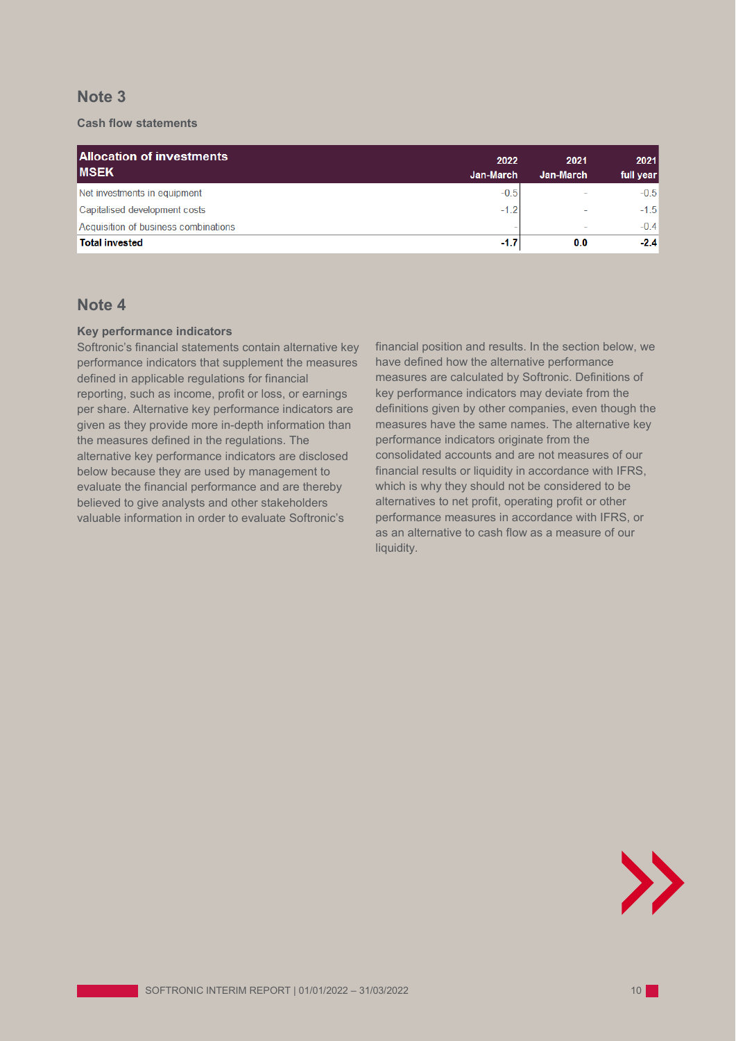## Note 3

**Cash flow statements**

| Allocation of investments MSEK | 2022 Jan-March | 2021 Jan-March | 2021 full year |
|---|---|---|---|
| Net investments in equipment | -0.5 | - | -0.5 |
| Capitalised development costs | -1.2 | - | -1.5 |
| Acquisition of business combinations | - | - | -0.4 |
| **Total invested** | **-1.7** | **0.0** | **-2.4** |

## Note 4

**Key performance indicators**

Softronic's financial statements contain alternative key performance indicators that supplement the measures defined in applicable regulations for financial reporting, such as income, profit or loss, or earnings per share. Alternative key performance indicators are given as they provide more in-depth information than the measures defined in the regulations. The alternative key performance indicators are disclosed below because they are used by management to evaluate the financial performance and are thereby believed to give analysts and other stakeholders valuable information in order to evaluate Softronic's financial position and results. In the section below, we have defined how the alternative performance measures are calculated by Softronic. Definitions of key performance indicators may deviate from the definitions given by other companies, even though the measures have the same names. The alternative key performance indicators originate from the consolidated accounts and are not measures of our financial results or liquidity in accordance with IFRS, which is why they should not be considered to be alternatives to net profit, operating profit or other performance measures in accordance with IFRS, or as an alternative to cash flow as a measure of our liquidity.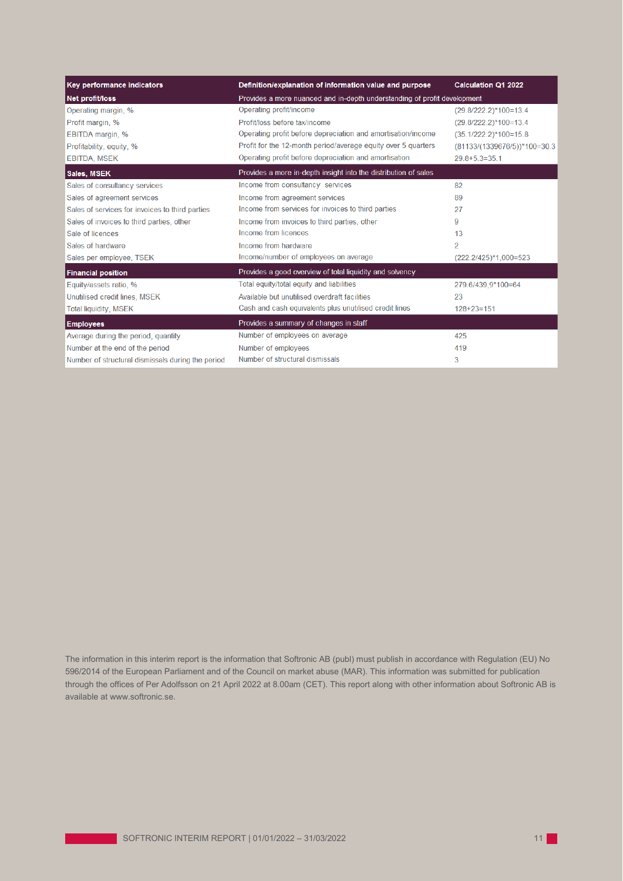| Key performance indicators | Definition/explanation of information value and purpose | Calculation Q1 2022 |
|---|---|---|
| **Net profit/loss** | Provides a more nuanced and in-depth understanding of profit development | |
| Operating margin, % | Operating profit/income | (29.8/222.2)*100=13.4 |
| Profit margin, % | Profit/loss before tax/income | (29.8/222.2)*100=13.4 |
| EBITDA margin, % | Operating profit before depreciation and amortisation/income | (35.1/222.2)*100=15.8 |
| Profitability, equity, % | Profit for the 12-month period/average equity over 5 quarters | (81133/(1339676/5))*100=30.3 |
| EBITDA, MSEK | Operating profit before depreciation and amortisation | 29.8+5.3=35.1 |
| **Sales, MSEK** | Provides a more in-depth insight into the distribution of sales | |
| Sales of consultancy services | Income from consultancy services | 82 |
| Sales of agreement services | Income from agreement services | 89 |
| Sales of services for invoices to third parties | Income from services for invoices to third parties | 27 |
| Sales of invoices to third parties, other | Income from invoices to third parties, other | 9 |
| Sale of licences | Income from licences | 13 |
| Sales of hardware | Income from hardware | 2 |
| Sales per employee, TSEK | Income/number of employees on average | (222.2/425)*1,000=523 |
| **Financial position** | Provides a good overview of total liquidity and solvency | |
| Equity/assets ratio, % | Total equity/total equity and liabilities | 279.6/439.9*100=64 |
| Unutilised credit lines, MSEK | Available but unutilised overdraft facilities | 23 |
| Total liquidity, MSEK | Cash and cash equivalents plus unutilised credit lines | 128+23=151 |
| **Employees** | Provides a summary of changes in staff | |
| Average during the period, quantity | Number of employees on average | 425 |
| Number at the end of the period | Number of employees | 419 |
| Number of structural dismissals during the period | Number of structural dismissals | 3 |

The information in this interim report is the information that Softronic AB (publ) must publish in accordance with Regulation (EU) No 596/2014 of the European Parliament and of the Council on market abuse (MAR). This information was submitted for publication through the offices of Per Adolfsson on 21 April 2022 at 8.00am (CET). This report along with other information about Softronic AB is available at www.softronic.se.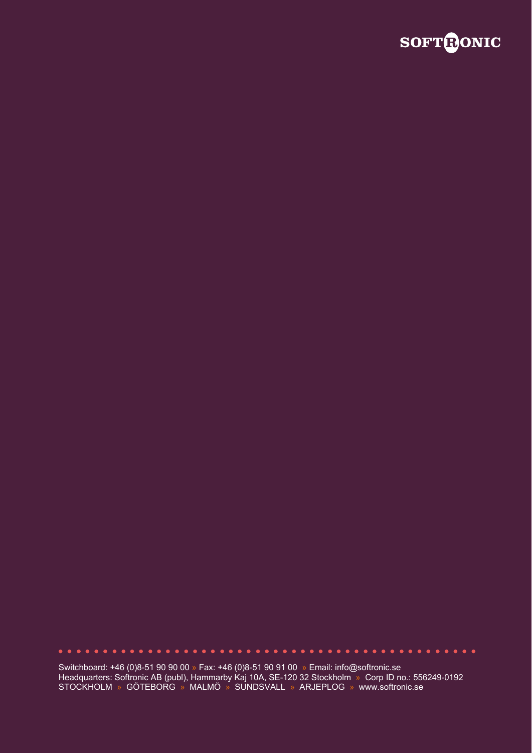SOFTRONIC

Switchboard: +46 (0)8-51 90 90 00 » Fax: +46 (0)8-51 90 91 00 » Email: info@softronic.se
Headquarters: Softronic AB (publ), Hammarby Kaj 10A, SE-120 32 Stockholm » Corp ID no.: 556249-0192
STOCKHOLM » GÖTEBORG » MALMÖ » SUNDSVALL » ARJEPLOG » www.softronic.se